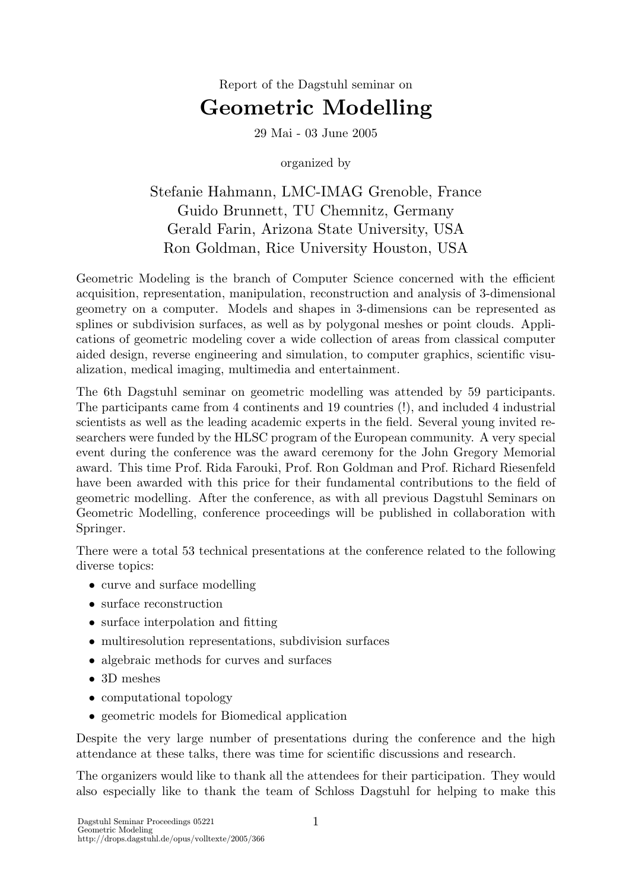Report of the Dagstuhl seminar on

# Geometric Modelling

29 Mai - 03 June 2005

organized by

Stefanie Hahmann, LMC-IMAG Grenoble, France
Guido Brunnett, TU Chemnitz, Germany
Gerald Farin, Arizona State University, USA
Ron Goldman, Rice University Houston, USA

Geometric Modeling is the branch of Computer Science concerned with the efficient acquisition, representation, manipulation, reconstruction and analysis of 3-dimensional geometry on a computer. Models and shapes in 3-dimensions can be represented as splines or subdivision surfaces, as well as by polygonal meshes or point clouds. Applications of geometric modeling cover a wide collection of areas from classical computer aided design, reverse engineering and simulation, to computer graphics, scientific visualization, medical imaging, multimedia and entertainment.

The 6th Dagstuhl seminar on geometric modelling was attended by 59 participants. The participants came from 4 continents and 19 countries (!), and included 4 industrial scientists as well as the leading academic experts in the field. Several young invited researchers were funded by the HLSC program of the European community. A very special event during the conference was the award ceremony for the John Gregory Memorial award. This time Prof. Rida Farouki, Prof. Ron Goldman and Prof. Richard Riesenfeld have been awarded with this price for their fundamental contributions to the field of geometric modelling. After the conference, as with all previous Dagstuhl Seminars on Geometric Modelling, conference proceedings will be published in collaboration with Springer.

There were a total 53 technical presentations at the conference related to the following diverse topics:

- curve and surface modelling
- surface reconstruction
- surface interpolation and fitting
- multiresolution representations, subdivision surfaces
- algebraic methods for curves and surfaces
- 3D meshes
- computational topology
- geometric models for Biomedical application

Despite the very large number of presentations during the conference and the high attendance at these talks, there was time for scientific discussions and research.

The organizers would like to thank all the attendees for their participation. They would also especially like to thank the team of Schloss Dagstuhl for helping to make this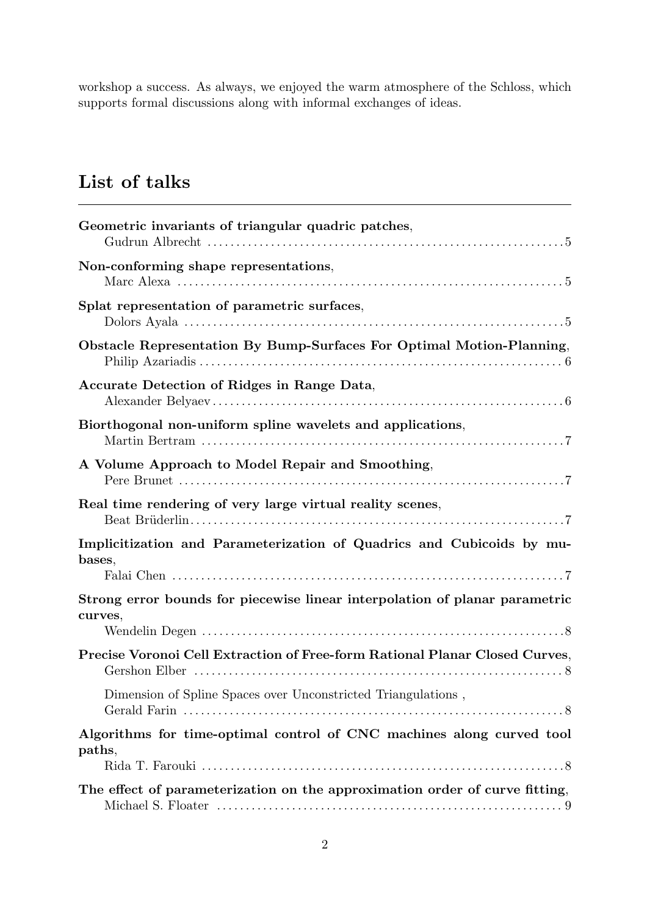workshop a success. As always, we enjoyed the warm atmosphere of the Schloss, which supports formal discussions along with informal exchanges of ideas.

## List of talks

**Geometric invariants of triangular quadric patches**,
Gudrun Albrecht ........ 5

**Non-conforming shape representations**,
Marc Alexa ........ 5

**Splat representation of parametric surfaces**,
Dolors Ayala ........ 5

**Obstacle Representation By Bump-Surfaces For Optimal Motion-Planning**,
Philip Azariadis ........ 6

**Accurate Detection of Ridges in Range Data**,
Alexander Belyaev ........ 6

**Biorthogonal non-uniform spline wavelets and applications**,
Martin Bertram ........ 7

**A Volume Approach to Model Repair and Smoothing**,
Pere Brunet ........ 7

**Real time rendering of very large virtual reality scenes**,
Beat Brüderlin ........ 7

**Implicitization and Parameterization of Quadrics and Cubicoids by mu-bases**,
Falai Chen ........ 7

**Strong error bounds for piecewise linear interpolation of planar parametric curves**,
Wendelin Degen ........ 8

**Precise Voronoi Cell Extraction of Free-form Rational Planar Closed Curves**,
Gershon Elber ........ 8

Dimension of Spline Spaces over Unconstricted Triangulations ,
Gerald Farin ........ 8

**Algorithms for time-optimal control of CNC machines along curved tool paths**,
Rida T. Farouki ........ 8

**The effect of parameterization on the approximation order of curve fitting**,
Michael S. Floater ........ 9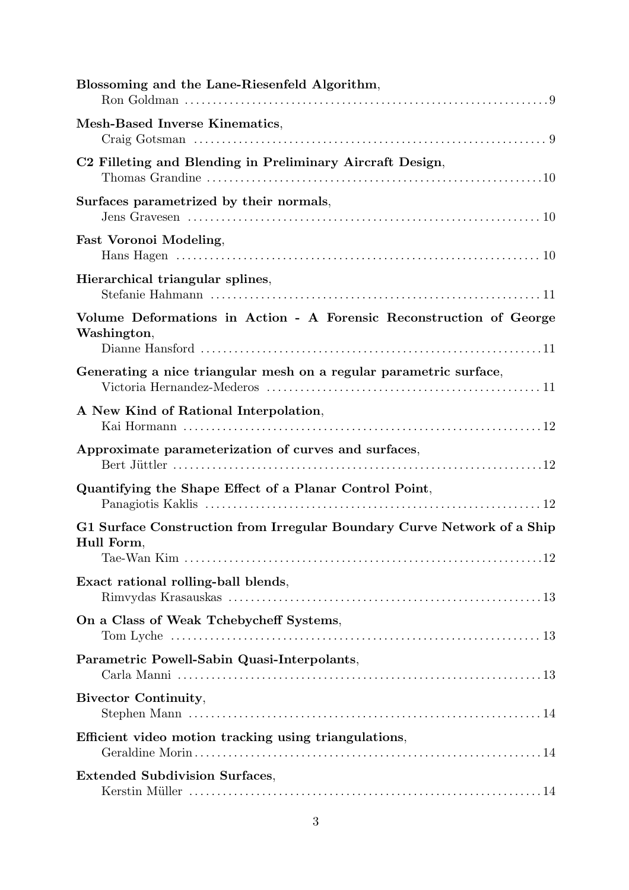**Blossoming and the Lane-Riesenfeld Algorithm**,
Ron Goldman ... 9

**Mesh-Based Inverse Kinematics**,
Craig Gotsman ... 9

**C2 Filleting and Blending in Preliminary Aircraft Design**,
Thomas Grandine ... 10

**Surfaces parametrized by their normals**,
Jens Gravesen ... 10

**Fast Voronoi Modeling**,
Hans Hagen ... 10

**Hierarchical triangular splines**,
Stefanie Hahmann ... 11

**Volume Deformations in Action - A Forensic Reconstruction of George Washington**,
Dianne Hansford ... 11

**Generating a nice triangular mesh on a regular parametric surface**,
Victoria Hernandez-Mederos ... 11

**A New Kind of Rational Interpolation**,
Kai Hormann ... 12

**Approximate parameterization of curves and surfaces**,
Bert Jüttler ... 12

**Quantifying the Shape Effect of a Planar Control Point**,
Panagiotis Kaklis ... 12

**G1 Surface Construction from Irregular Boundary Curve Network of a Ship Hull Form**,
Tae-Wan Kim ... 12

**Exact rational rolling-ball blends**,
Rimvydas Krasauskas ... 13

**On a Class of Weak Tchebycheff Systems**,
Tom Lyche ... 13

**Parametric Powell-Sabin Quasi-Interpolants**,
Carla Manni ... 13

**Bivector Continuity**,
Stephen Mann ... 14

**Efficient video motion tracking using triangulations**,
Geraldine Morin ... 14

**Extended Subdivision Surfaces**,
Kerstin Müller ... 14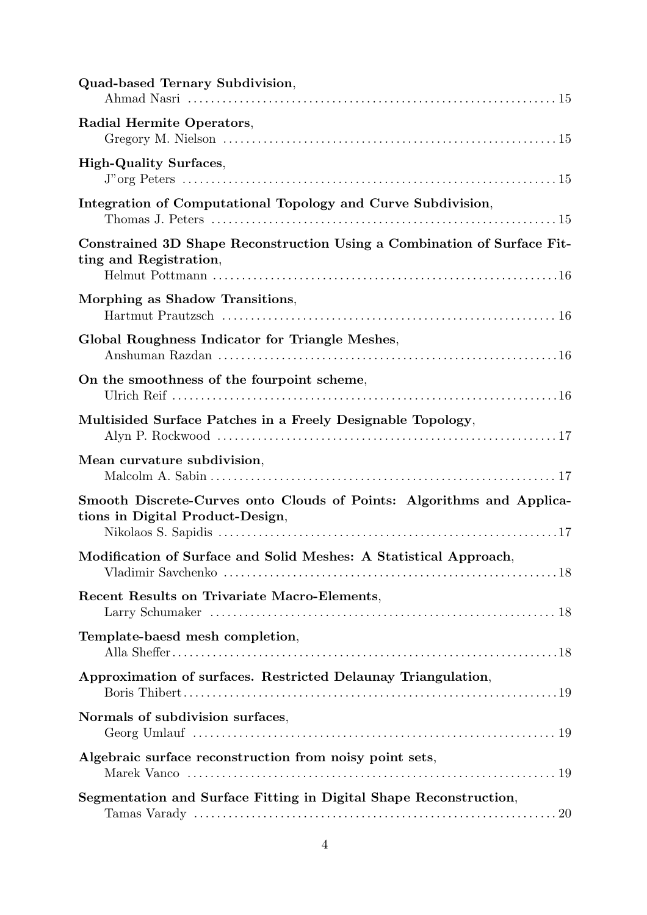**Quad-based Ternary Subdivision**,
Ahmad Nasri . . . . . . . . . . . . . . . . . . . . . . . . . . . . . . . . . . . . . . . . . . . . . . . . . . . . . . . . . . . . . . 15

**Radial Hermite Operators**,
Gregory M. Nielson . . . . . . . . . . . . . . . . . . . . . . . . . . . . . . . . . . . . . . . . . . . . . . . . . . . . . . . . . 15

**High-Quality Surfaces**,
J"org Peters . . . . . . . . . . . . . . . . . . . . . . . . . . . . . . . . . . . . . . . . . . . . . . . . . . . . . . . . . . . . . . . 15

**Integration of Computational Topology and Curve Subdivision**,
Thomas J. Peters . . . . . . . . . . . . . . . . . . . . . . . . . . . . . . . . . . . . . . . . . . . . . . . . . . . . . . . . . . 15

**Constrained 3D Shape Reconstruction Using a Combination of Surface Fitting and Registration**,
Helmut Pottmann . . . . . . . . . . . . . . . . . . . . . . . . . . . . . . . . . . . . . . . . . . . . . . . . . . . . . . . . . . 16

**Morphing as Shadow Transitions**,
Hartmut Prautzsch . . . . . . . . . . . . . . . . . . . . . . . . . . . . . . . . . . . . . . . . . . . . . . . . . . . . . . . . 16

**Global Roughness Indicator for Triangle Meshes**,
Anshuman Razdan . . . . . . . . . . . . . . . . . . . . . . . . . . . . . . . . . . . . . . . . . . . . . . . . . . . . . . . . . 16

**On the smoothness of the fourpoint scheme**,
Ulrich Reif . . . . . . . . . . . . . . . . . . . . . . . . . . . . . . . . . . . . . . . . . . . . . . . . . . . . . . . . . . . . . . . . 16

**Multisided Surface Patches in a Freely Designable Topology**,
Alyn P. Rockwood . . . . . . . . . . . . . . . . . . . . . . . . . . . . . . . . . . . . . . . . . . . . . . . . . . . . . . . . . 17

**Mean curvature subdivision**,
Malcolm A. Sabin . . . . . . . . . . . . . . . . . . . . . . . . . . . . . . . . . . . . . . . . . . . . . . . . . . . . . . . . . . 17

**Smooth Discrete-Curves onto Clouds of Points: Algorithms and Applications in Digital Product-Design**,
Nikolaos S. Sapidis . . . . . . . . . . . . . . . . . . . . . . . . . . . . . . . . . . . . . . . . . . . . . . . . . . . . . . . . . 17

**Modification of Surface and Solid Meshes: A Statistical Approach**,
Vladimir Savchenko . . . . . . . . . . . . . . . . . . . . . . . . . . . . . . . . . . . . . . . . . . . . . . . . . . . . . . . . 18

**Recent Results on Trivariate Macro-Elements**,
Larry Schumaker . . . . . . . . . . . . . . . . . . . . . . . . . . . . . . . . . . . . . . . . . . . . . . . . . . . . . . . . . . 18

**Template-baesd mesh completion**,
Alla Sheffer . . . . . . . . . . . . . . . . . . . . . . . . . . . . . . . . . . . . . . . . . . . . . . . . . . . . . . . . . . . . . . . 18

**Approximation of surfaces. Restricted Delaunay Triangulation**,
Boris Thibert . . . . . . . . . . . . . . . . . . . . . . . . . . . . . . . . . . . . . . . . . . . . . . . . . . . . . . . . . . . . . . 19

**Normals of subdivision surfaces**,
Georg Umlauf . . . . . . . . . . . . . . . . . . . . . . . . . . . . . . . . . . . . . . . . . . . . . . . . . . . . . . . . . . . . . 19

**Algebraic surface reconstruction from noisy point sets**,
Marek Vanco . . . . . . . . . . . . . . . . . . . . . . . . . . . . . . . . . . . . . . . . . . . . . . . . . . . . . . . . . . . . . . 19

**Segmentation and Surface Fitting in Digital Shape Reconstruction**,
Tamas Varady . . . . . . . . . . . . . . . . . . . . . . . . . . . . . . . . . . . . . . . . . . . . . . . . . . . . . . . . . . . . . 20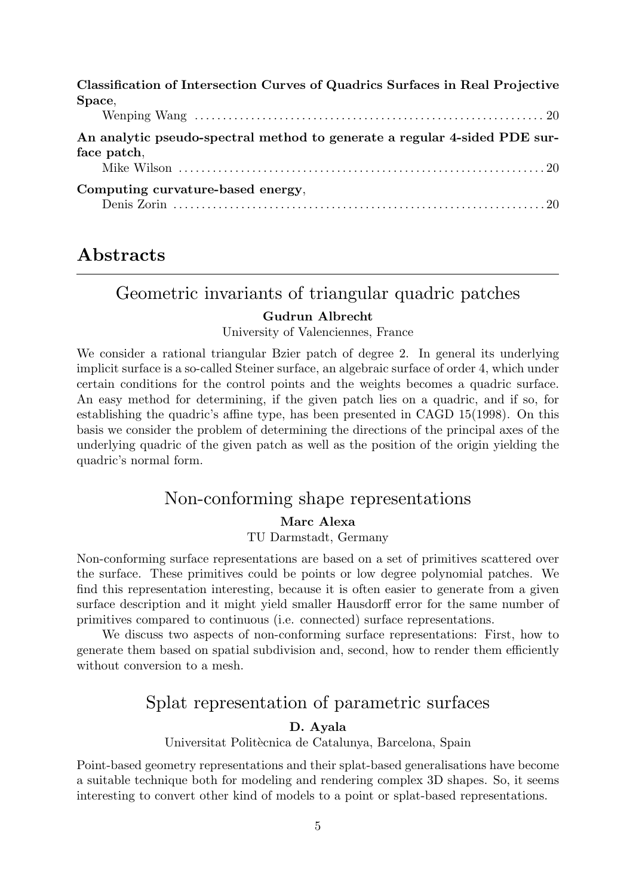**Classification of Intersection Curves of Quadrics Surfaces in Real Projective Space**,
Wenping Wang ............................................................. 20

**An analytic pseudo-spectral method to generate a regular 4-sided PDE surface patch**,
Mike Wilson ............................................................. 20

**Computing curvature-based energy**,
Denis Zorin ............................................................. 20

# Abstracts

## Geometric invariants of triangular quadric patches

**Gudrun Albrecht**

University of Valenciennes, France

We consider a rational triangular Bzier patch of degree 2. In general its underlying implicit surface is a so-called Steiner surface, an algebraic surface of order 4, which under certain conditions for the control points and the weights becomes a quadric surface. An easy method for determining, if the given patch lies on a quadric, and if so, for establishing the quadric's affine type, has been presented in CAGD 15(1998). On this basis we consider the problem of determining the directions of the principal axes of the underlying quadric of the given patch as well as the position of the origin yielding the quadric's normal form.

## Non-conforming shape representations

**Marc Alexa**

TU Darmstadt, Germany

Non-conforming surface representations are based on a set of primitives scattered over the surface. These primitives could be points or low degree polynomial patches. We find this representation interesting, because it is often easier to generate from a given surface description and it might yield smaller Hausdorff error for the same number of primitives compared to continuous (i.e. connected) surface representations.

We discuss two aspects of non-conforming surface representations: First, how to generate them based on spatial subdivision and, second, how to render them efficiently without conversion to a mesh.

## Splat representation of parametric surfaces

**D. Ayala**

Universitat Politècnica de Catalunya, Barcelona, Spain

Point-based geometry representations and their splat-based generalisations have become a suitable technique both for modeling and rendering complex 3D shapes. So, it seems interesting to convert other kind of models to a point or splat-based representations.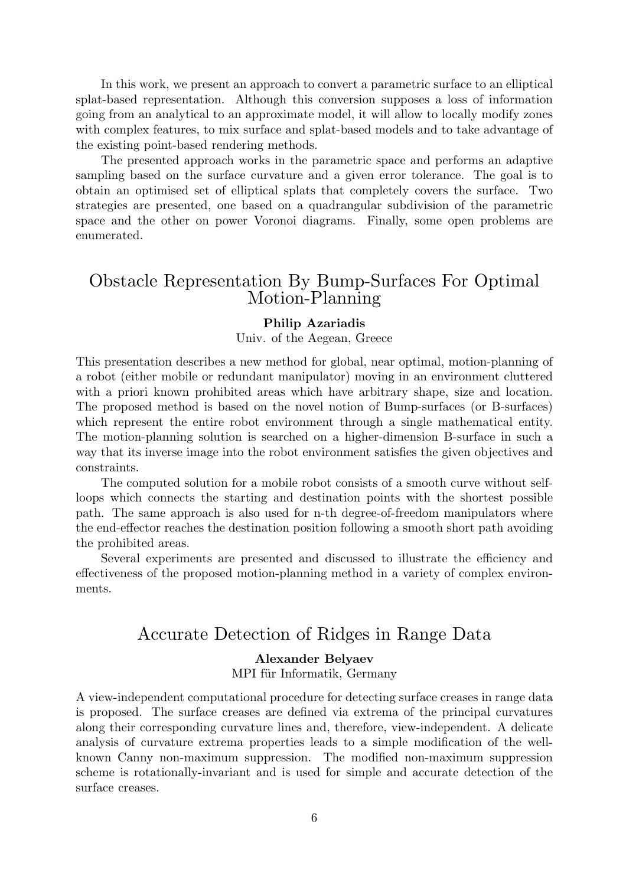In this work, we present an approach to convert a parametric surface to an elliptical splat-based representation. Although this conversion supposes a loss of information going from an analytical to an approximate model, it will allow to locally modify zones with complex features, to mix surface and splat-based models and to take advantage of the existing point-based rendering methods.

The presented approach works in the parametric space and performs an adaptive sampling based on the surface curvature and a given error tolerance. The goal is to obtain an optimised set of elliptical splats that completely covers the surface. Two strategies are presented, one based on a quadrangular subdivision of the parametric space and the other on power Voronoi diagrams. Finally, some open problems are enumerated.

## Obstacle Representation By Bump-Surfaces For Optimal Motion-Planning

**Philip Azariadis**
Univ. of the Aegean, Greece

This presentation describes a new method for global, near optimal, motion-planning of a robot (either mobile or redundant manipulator) moving in an environment cluttered with a priori known prohibited areas which have arbitrary shape, size and location. The proposed method is based on the novel notion of Bump-surfaces (or B-surfaces) which represent the entire robot environment through a single mathematical entity. The motion-planning solution is searched on a higher-dimension B-surface in such a way that its inverse image into the robot environment satisfies the given objectives and constraints.

The computed solution for a mobile robot consists of a smooth curve without self-loops which connects the starting and destination points with the shortest possible path. The same approach is also used for n-th degree-of-freedom manipulators where the end-effector reaches the destination position following a smooth short path avoiding the prohibited areas.

Several experiments are presented and discussed to illustrate the efficiency and effectiveness of the proposed motion-planning method in a variety of complex environments.

## Accurate Detection of Ridges in Range Data

**Alexander Belyaev**
MPI für Informatik, Germany

A view-independent computational procedure for detecting surface creases in range data is proposed. The surface creases are defined via extrema of the principal curvatures along their corresponding curvature lines and, therefore, view-independent. A delicate analysis of curvature extrema properties leads to a simple modification of the well-known Canny non-maximum suppression. The modified non-maximum suppression scheme is rotationally-invariant and is used for simple and accurate detection of the surface creases.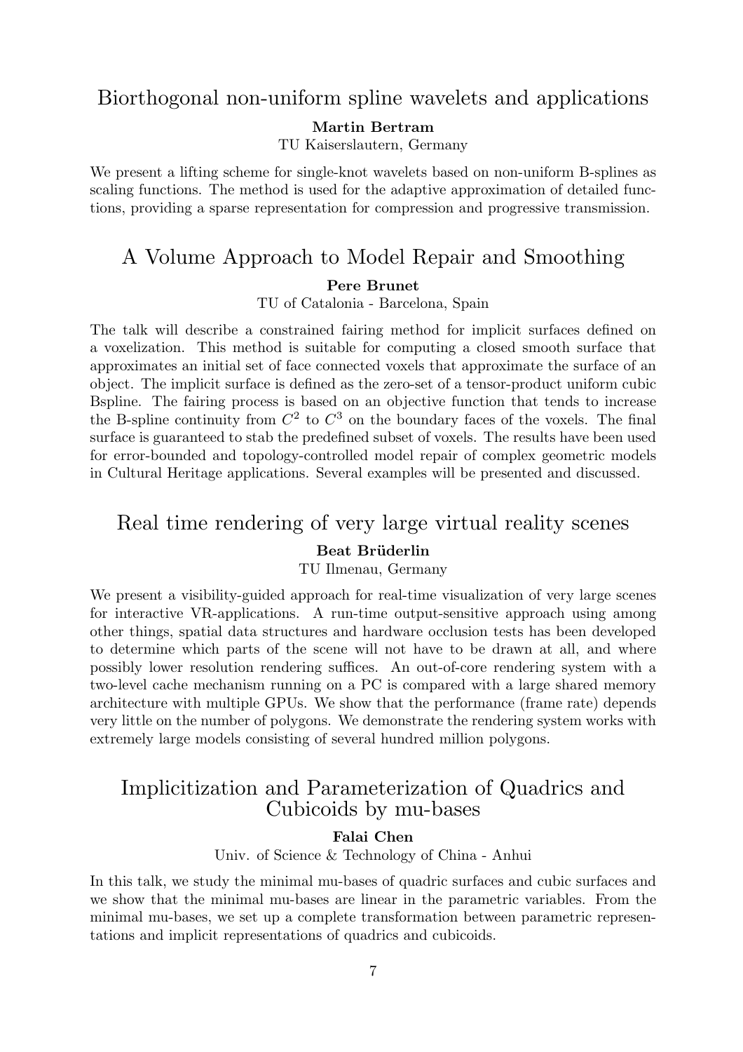## Biorthogonal non-uniform spline wavelets and applications

**Martin Bertram**

TU Kaiserslautern, Germany

We present a lifting scheme for single-knot wavelets based on non-uniform B-splines as scaling functions. The method is used for the adaptive approximation of detailed functions, providing a sparse representation for compression and progressive transmission.

## A Volume Approach to Model Repair and Smoothing

**Pere Brunet**

TU of Catalonia - Barcelona, Spain

The talk will describe a constrained fairing method for implicit surfaces defined on a voxelization. This method is suitable for computing a closed smooth surface that approximates an initial set of face connected voxels that approximate the surface of an object. The implicit surface is defined as the zero-set of a tensor-product uniform cubic Bspline. The fairing process is based on an objective function that tends to increase the B-spline continuity from $C^2$ to $C^3$ on the boundary faces of the voxels. The final surface is guaranteed to stab the predefined subset of voxels. The results have been used for error-bounded and topology-controlled model repair of complex geometric models in Cultural Heritage applications. Several examples will be presented and discussed.

## Real time rendering of very large virtual reality scenes

**Beat Brüderlin**

TU Ilmenau, Germany

We present a visibility-guided approach for real-time visualization of very large scenes for interactive VR-applications. A run-time output-sensitive approach using among other things, spatial data structures and hardware occlusion tests has been developed to determine which parts of the scene will not have to be drawn at all, and where possibly lower resolution rendering suffices. An out-of-core rendering system with a two-level cache mechanism running on a PC is compared with a large shared memory architecture with multiple GPUs. We show that the performance (frame rate) depends very little on the number of polygons. We demonstrate the rendering system works with extremely large models consisting of several hundred million polygons.

## Implicitization and Parameterization of Quadrics and Cubicoids by mu-bases

**Falai Chen**

Univ. of Science & Technology of China - Anhui

In this talk, we study the minimal mu-bases of quadric surfaces and cubic surfaces and we show that the minimal mu-bases are linear in the parametric variables. From the minimal mu-bases, we set up a complete transformation between parametric representations and implicit representations of quadrics and cubicoids.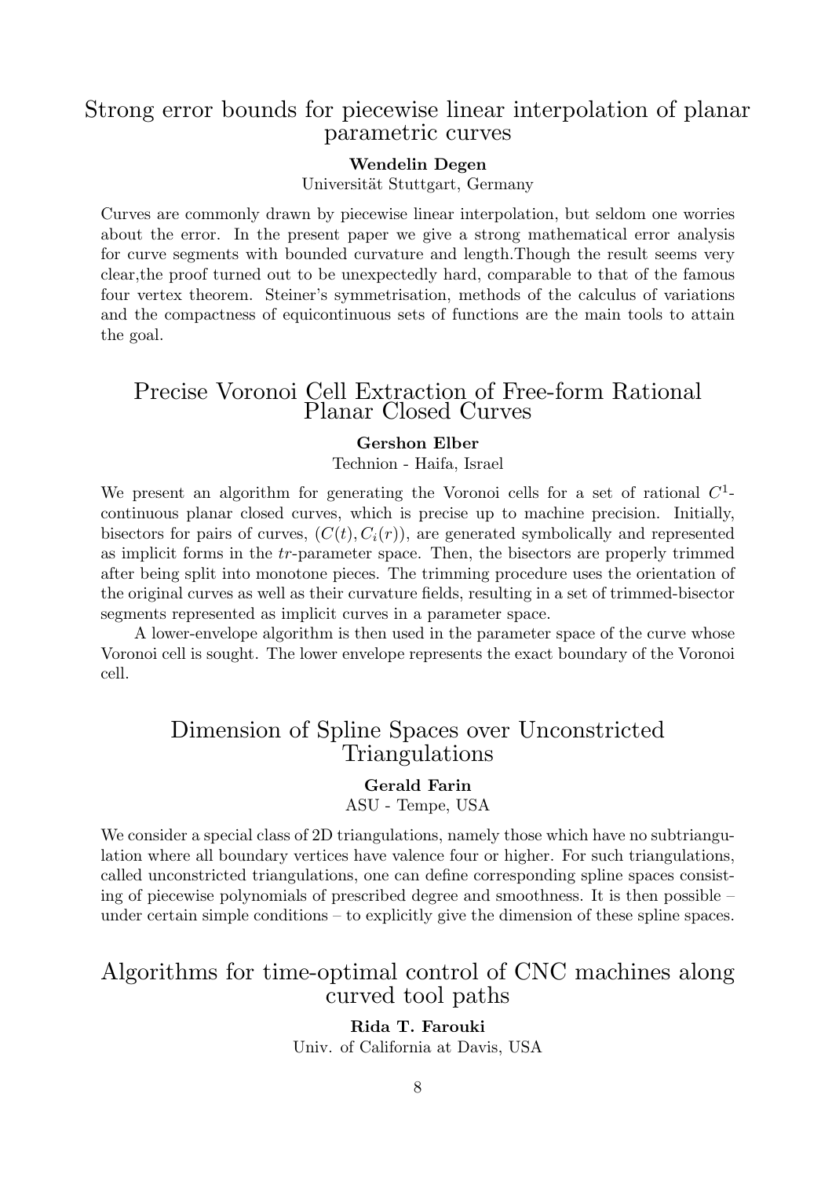## Strong error bounds for piecewise linear interpolation of planar parametric curves

**Wendelin Degen**

Universität Stuttgart, Germany

Curves are commonly drawn by piecewise linear interpolation, but seldom one worries about the error. In the present paper we give a strong mathematical error analysis for curve segments with bounded curvature and length.Though the result seems very clear,the proof turned out to be unexpectedly hard, comparable to that of the famous four vertex theorem. Steiner's symmetrisation, methods of the calculus of variations and the compactness of equicontinuous sets of functions are the main tools to attain the goal.

## Precise Voronoi Cell Extraction of Free-form Rational Planar Closed Curves

**Gershon Elber**

Technion - Haifa, Israel

We present an algorithm for generating the Voronoi cells for a set of rational $C^1$-continuous planar closed curves, which is precise up to machine precision. Initially, bisectors for pairs of curves, $(C(t), C_i(r))$, are generated symbolically and represented as implicit forms in the $tr$-parameter space. Then, the bisectors are properly trimmed after being split into monotone pieces. The trimming procedure uses the orientation of the original curves as well as their curvature fields, resulting in a set of trimmed-bisector segments represented as implicit curves in a parameter space.

A lower-envelope algorithm is then used in the parameter space of the curve whose Voronoi cell is sought. The lower envelope represents the exact boundary of the Voronoi cell.

## Dimension of Spline Spaces over Unconstricted Triangulations

**Gerald Farin**

ASU - Tempe, USA

We consider a special class of 2D triangulations, namely those which have no subtriangulation where all boundary vertices have valence four or higher. For such triangulations, called unconstricted triangulations, one can define corresponding spline spaces consisting of piecewise polynomials of prescribed degree and smoothness. It is then possible – under certain simple conditions – to explicitly give the dimension of these spline spaces.

## Algorithms for time-optimal control of CNC machines along curved tool paths

**Rida T. Farouki**

Univ. of California at Davis, USA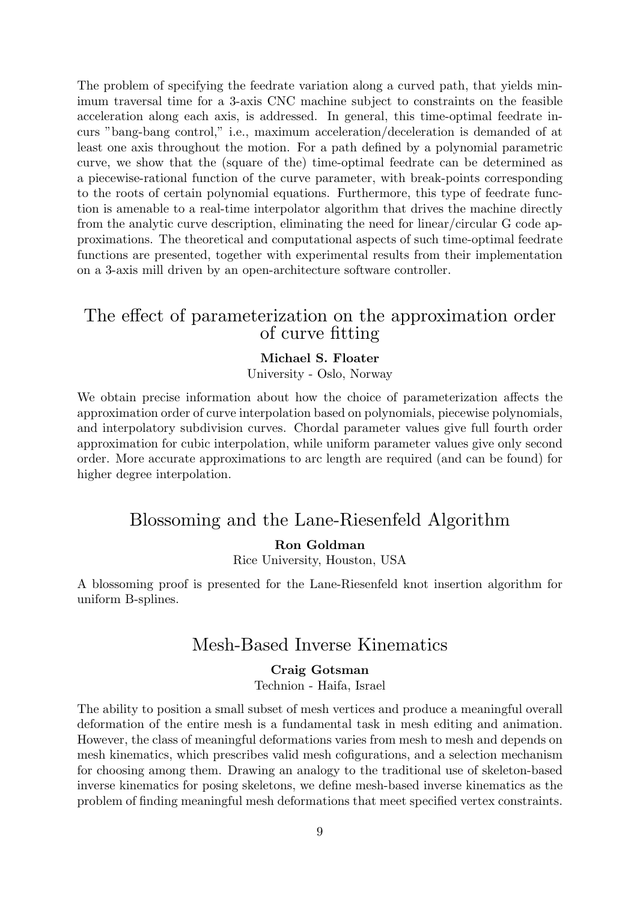The problem of specifying the feedrate variation along a curved path, that yields minimum traversal time for a 3-axis CNC machine subject to constraints on the feasible acceleration along each axis, is addressed. In general, this time-optimal feedrate incurs "bang-bang control," i.e., maximum acceleration/deceleration is demanded of at least one axis throughout the motion. For a path defined by a polynomial parametric curve, we show that the (square of the) time-optimal feedrate can be determined as a piecewise-rational function of the curve parameter, with break-points corresponding to the roots of certain polynomial equations. Furthermore, this type of feedrate function is amenable to a real-time interpolator algorithm that drives the machine directly from the analytic curve description, eliminating the need for linear/circular G code approximations. The theoretical and computational aspects of such time-optimal feedrate functions are presented, together with experimental results from their implementation on a 3-axis mill driven by an open-architecture software controller.

## The effect of parameterization on the approximation order of curve fitting

**Michael S. Floater**
University - Oslo, Norway

We obtain precise information about how the choice of parameterization affects the approximation order of curve interpolation based on polynomials, piecewise polynomials, and interpolatory subdivision curves. Chordal parameter values give full fourth order approximation for cubic interpolation, while uniform parameter values give only second order. More accurate approximations to arc length are required (and can be found) for higher degree interpolation.

## Blossoming and the Lane-Riesenfeld Algorithm

**Ron Goldman**
Rice University, Houston, USA

A blossoming proof is presented for the Lane-Riesenfeld knot insertion algorithm for uniform B-splines.

## Mesh-Based Inverse Kinematics

**Craig Gotsman**
Technion - Haifa, Israel

The ability to position a small subset of mesh vertices and produce a meaningful overall deformation of the entire mesh is a fundamental task in mesh editing and animation. However, the class of meaningful deformations varies from mesh to mesh and depends on mesh kinematics, which prescribes valid mesh cofigurations, and a selection mechanism for choosing among them. Drawing an analogy to the traditional use of skeleton-based inverse kinematics for posing skeletons, we define mesh-based inverse kinematics as the problem of finding meaningful mesh deformations that meet specified vertex constraints.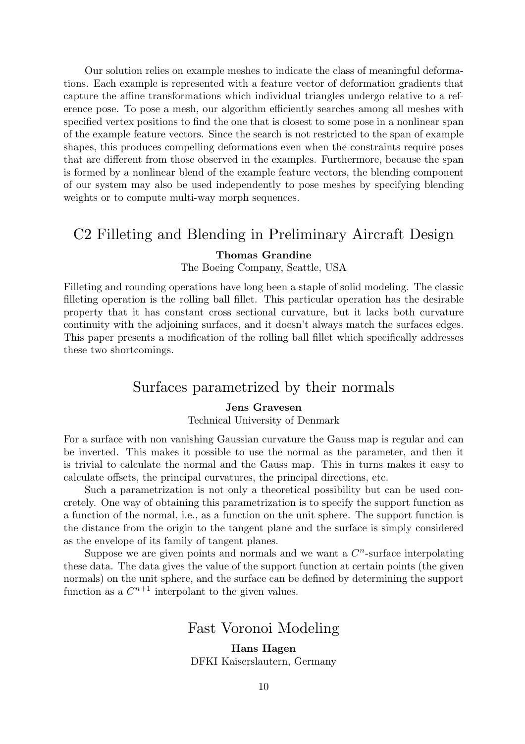Our solution relies on example meshes to indicate the class of meaningful deformations. Each example is represented with a feature vector of deformation gradients that capture the affine transformations which individual triangles undergo relative to a reference pose. To pose a mesh, our algorithm efficiently searches among all meshes with specified vertex positions to find the one that is closest to some pose in a nonlinear span of the example feature vectors. Since the search is not restricted to the span of example shapes, this produces compelling deformations even when the constraints require poses that are different from those observed in the examples. Furthermore, because the span is formed by a nonlinear blend of the example feature vectors, the blending component of our system may also be used independently to pose meshes by specifying blending weights or to compute multi-way morph sequences.

## C2 Filleting and Blending in Preliminary Aircraft Design

**Thomas Grandine**

The Boeing Company, Seattle, USA

Filleting and rounding operations have long been a staple of solid modeling. The classic filleting operation is the rolling ball fillet. This particular operation has the desirable property that it has constant cross sectional curvature, but it lacks both curvature continuity with the adjoining surfaces, and it doesn't always match the surfaces edges. This paper presents a modification of the rolling ball fillet which specifically addresses these two shortcomings.

## Surfaces parametrized by their normals

**Jens Gravesen**

Technical University of Denmark

For a surface with non vanishing Gaussian curvature the Gauss map is regular and can be inverted. This makes it possible to use the normal as the parameter, and then it is trivial to calculate the normal and the Gauss map. This in turns makes it easy to calculate offsets, the principal curvatures, the principal directions, etc.

Such a parametrization is not only a theoretical possibility but can be used concretely. One way of obtaining this parametrization is to specify the support function as a function of the normal, i.e., as a function on the unit sphere. The support function is the distance from the origin to the tangent plane and the surface is simply considered as the envelope of its family of tangent planes.

Suppose we are given points and normals and we want a $C^n$-surface interpolating these data. The data gives the value of the support function at certain points (the given normals) on the unit sphere, and the surface can be defined by determining the support function as a $C^{n+1}$ interpolant to the given values.

## Fast Voronoi Modeling

**Hans Hagen**

DFKI Kaiserslautern, Germany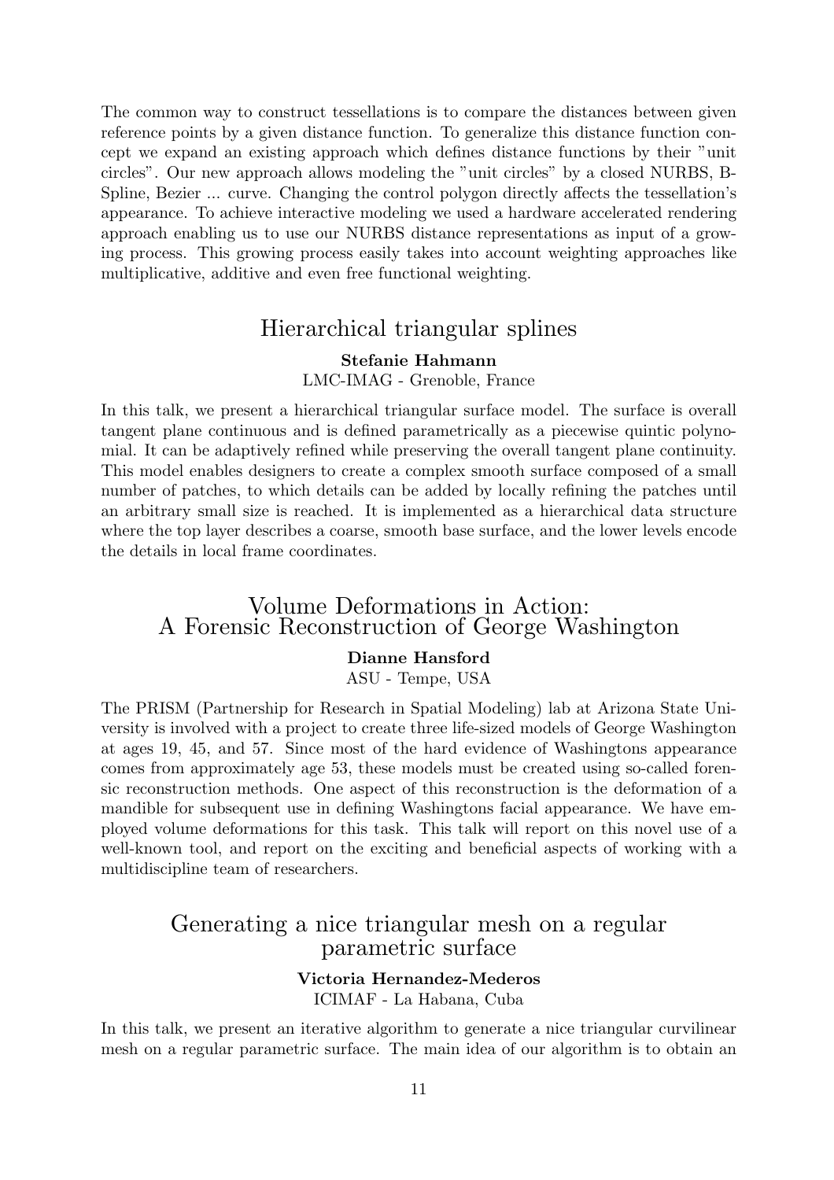The common way to construct tessellations is to compare the distances between given reference points by a given distance function. To generalize this distance function concept we expand an existing approach which defines distance functions by their "unit circles". Our new approach allows modeling the "unit circles" by a closed NURBS, B-Spline, Bezier ... curve. Changing the control polygon directly affects the tessellation's appearance. To achieve interactive modeling we used a hardware accelerated rendering approach enabling us to use our NURBS distance representations as input of a growing process. This growing process easily takes into account weighting approaches like multiplicative, additive and even free functional weighting.

## Hierarchical triangular splines

**Stefanie Hahmann**
LMC-IMAG - Grenoble, France

In this talk, we present a hierarchical triangular surface model. The surface is overall tangent plane continuous and is defined parametrically as a piecewise quintic polynomial. It can be adaptively refined while preserving the overall tangent plane continuity. This model enables designers to create a complex smooth surface composed of a small number of patches, to which details can be added by locally refining the patches until an arbitrary small size is reached. It is implemented as a hierarchical data structure where the top layer describes a coarse, smooth base surface, and the lower levels encode the details in local frame coordinates.

## Volume Deformations in Action: A Forensic Reconstruction of George Washington

**Dianne Hansford**
ASU - Tempe, USA

The PRISM (Partnership for Research in Spatial Modeling) lab at Arizona State University is involved with a project to create three life-sized models of George Washington at ages 19, 45, and 57. Since most of the hard evidence of Washingtons appearance comes from approximately age 53, these models must be created using so-called forensic reconstruction methods. One aspect of this reconstruction is the deformation of a mandible for subsequent use in defining Washingtons facial appearance. We have employed volume deformations for this task. This talk will report on this novel use of a well-known tool, and report on the exciting and beneficial aspects of working with a multidiscipline team of researchers.

## Generating a nice triangular mesh on a regular parametric surface

**Victoria Hernandez-Mederos**
ICIMAF - La Habana, Cuba

In this talk, we present an iterative algorithm to generate a nice triangular curvilinear mesh on a regular parametric surface. The main idea of our algorithm is to obtain an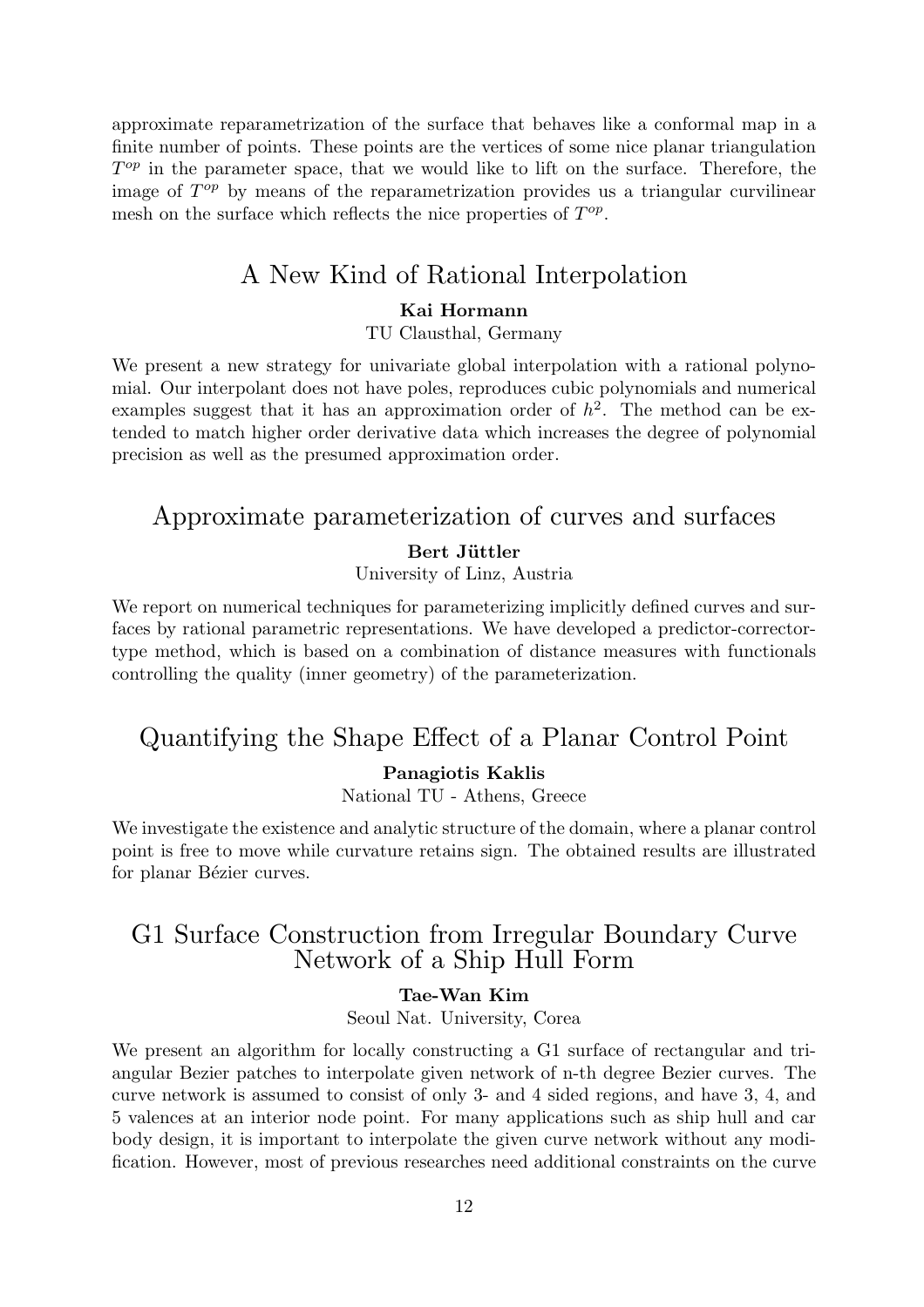approximate reparametrization of the surface that behaves like a conformal map in a finite number of points. These points are the vertices of some nice planar triangulation $T^{op}$ in the parameter space, that we would like to lift on the surface. Therefore, the image of $T^{op}$ by means of the reparametrization provides us a triangular curvilinear mesh on the surface which reflects the nice properties of $T^{op}$.

## A New Kind of Rational Interpolation

**Kai Hormann**

TU Clausthal, Germany

We present a new strategy for univariate global interpolation with a rational polynomial. Our interpolant does not have poles, reproduces cubic polynomials and numerical examples suggest that it has an approximation order of $h^2$. The method can be extended to match higher order derivative data which increases the degree of polynomial precision as well as the presumed approximation order.

## Approximate parameterization of curves and surfaces

**Bert Jüttler**

University of Linz, Austria

We report on numerical techniques for parameterizing implicitly defined curves and surfaces by rational parametric representations. We have developed a predictor-corrector-type method, which is based on a combination of distance measures with functionals controlling the quality (inner geometry) of the parameterization.

## Quantifying the Shape Effect of a Planar Control Point

**Panagiotis Kaklis**

National TU - Athens, Greece

We investigate the existence and analytic structure of the domain, where a planar control point is free to move while curvature retains sign. The obtained results are illustrated for planar Bézier curves.

## G1 Surface Construction from Irregular Boundary Curve Network of a Ship Hull Form

**Tae-Wan Kim**

Seoul Nat. University, Corea

We present an algorithm for locally constructing a G1 surface of rectangular and triangular Bezier patches to interpolate given network of n-th degree Bezier curves. The curve network is assumed to consist of only 3- and 4 sided regions, and have 3, 4, and 5 valences at an interior node point. For many applications such as ship hull and car body design, it is important to interpolate the given curve network without any modification. However, most of previous researches need additional constraints on the curve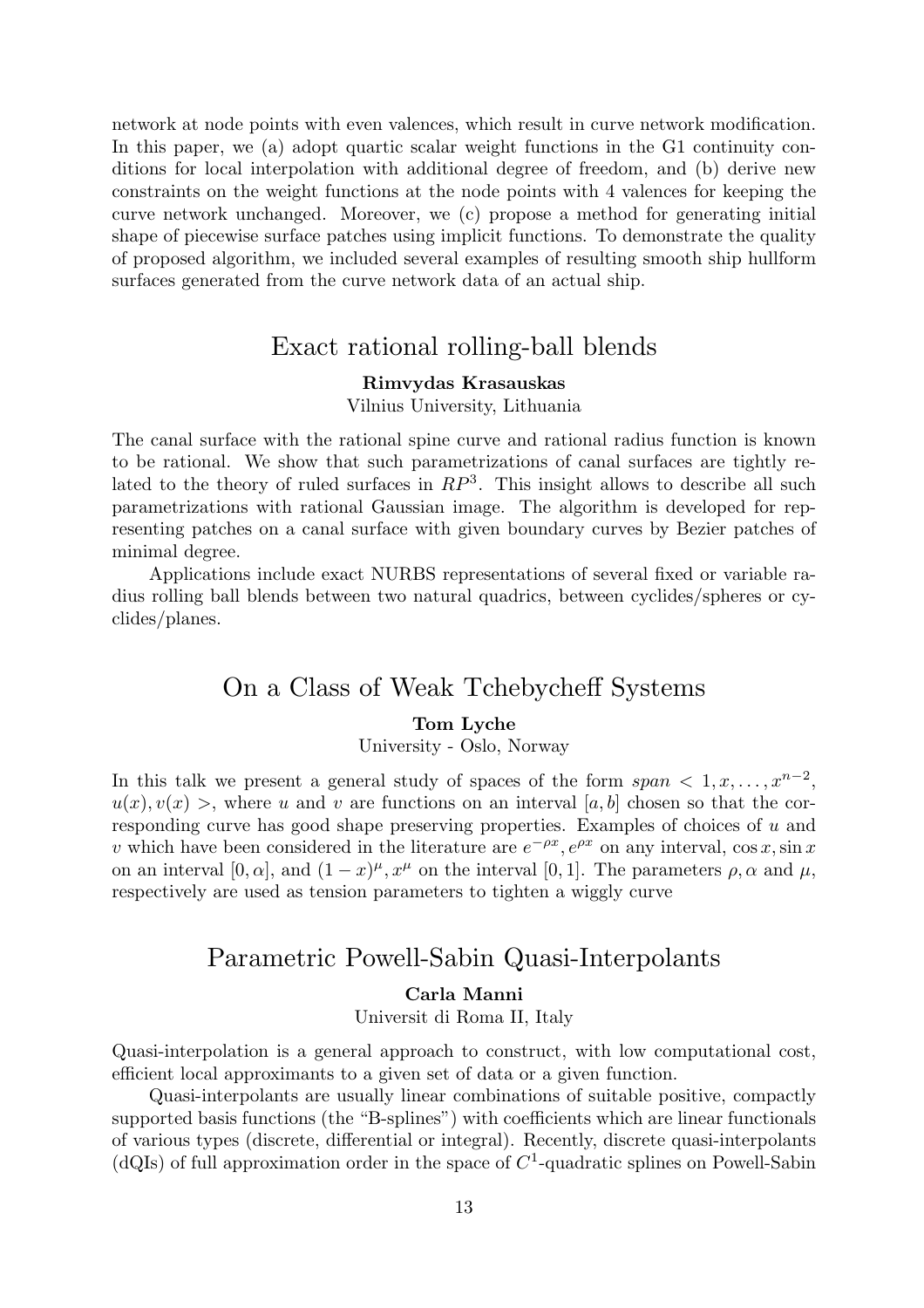network at node points with even valences, which result in curve network modification. In this paper, we (a) adopt quartic scalar weight functions in the G1 continuity conditions for local interpolation with additional degree of freedom, and (b) derive new constraints on the weight functions at the node points with 4 valences for keeping the curve network unchanged. Moreover, we (c) propose a method for generating initial shape of piecewise surface patches using implicit functions. To demonstrate the quality of proposed algorithm, we included several examples of resulting smooth ship hullform surfaces generated from the curve network data of an actual ship.

## Exact rational rolling-ball blends

**Rimvydas Krasauskas**
Vilnius University, Lithuania

The canal surface with the rational spine curve and rational radius function is known to be rational. We show that such parametrizations of canal surfaces are tightly related to the theory of ruled surfaces in $RP^3$. This insight allows to describe all such parametrizations with rational Gaussian image. The algorithm is developed for representing patches on a canal surface with given boundary curves by Bezier patches of minimal degree.

Applications include exact NURBS representations of several fixed or variable radius rolling ball blends between two natural quadrics, between cyclides/spheres or cyclides/planes.

## On a Class of Weak Tchebycheff Systems

**Tom Lyche**
University - Oslo, Norway

In this talk we present a general study of spaces of the form $span < 1, x, \ldots, x^{n-2}, u(x), v(x) >$, where $u$ and $v$ are functions on an interval $[a, b]$ chosen so that the corresponding curve has good shape preserving properties. Examples of choices of $u$ and $v$ which have been considered in the literature are $e^{-\rho x}, e^{\rho x}$ on any interval, $\cos x, \sin x$ on an interval $[0, \alpha]$, and $(1-x)^{\mu}, x^{\mu}$ on the interval $[0, 1]$. The parameters $\rho, \alpha$ and $\mu$, respectively are used as tension parameters to tighten a wiggly curve

## Parametric Powell-Sabin Quasi-Interpolants

**Carla Manni**
Universit di Roma II, Italy

Quasi-interpolation is a general approach to construct, with low computational cost, efficient local approximants to a given set of data or a given function.

Quasi-interpolants are usually linear combinations of suitable positive, compactly supported basis functions (the "B-splines") with coefficients which are linear functionals of various types (discrete, differential or integral). Recently, discrete quasi-interpolants (dQIs) of full approximation order in the space of $C^1$-quadratic splines on Powell-Sabin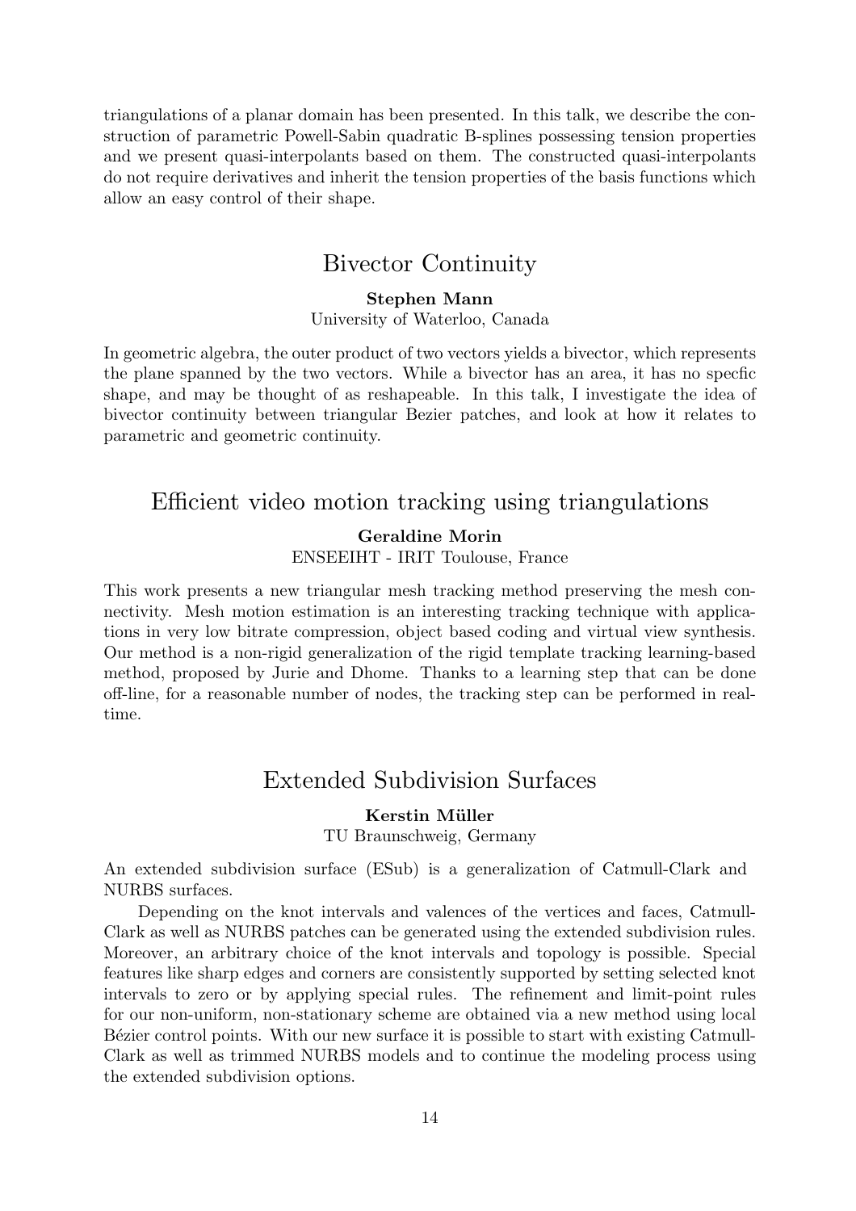triangulations of a planar domain has been presented. In this talk, we describe the construction of parametric Powell-Sabin quadratic B-splines possessing tension properties and we present quasi-interpolants based on them. The constructed quasi-interpolants do not require derivatives and inherit the tension properties of the basis functions which allow an easy control of their shape.

## Bivector Continuity

**Stephen Mann**
University of Waterloo, Canada

In geometric algebra, the outer product of two vectors yields a bivector, which represents the plane spanned by the two vectors. While a bivector has an area, it has no specfic shape, and may be thought of as reshapeable. In this talk, I investigate the idea of bivector continuity between triangular Bezier patches, and look at how it relates to parametric and geometric continuity.

## Efficient video motion tracking using triangulations

**Geraldine Morin**
ENSEEIHT - IRIT Toulouse, France

This work presents a new triangular mesh tracking method preserving the mesh connectivity. Mesh motion estimation is an interesting tracking technique with applications in very low bitrate compression, object based coding and virtual view synthesis. Our method is a non-rigid generalization of the rigid template tracking learning-based method, proposed by Jurie and Dhome. Thanks to a learning step that can be done off-line, for a reasonable number of nodes, the tracking step can be performed in real-time.

## Extended Subdivision Surfaces

**Kerstin Müller**
TU Braunschweig, Germany

An extended subdivision surface (ESub) is a generalization of Catmull-Clark and NURBS surfaces.

Depending on the knot intervals and valences of the vertices and faces, Catmull-Clark as well as NURBS patches can be generated using the extended subdivision rules. Moreover, an arbitrary choice of the knot intervals and topology is possible. Special features like sharp edges and corners are consistently supported by setting selected knot intervals to zero or by applying special rules. The refinement and limit-point rules for our non-uniform, non-stationary scheme are obtained via a new method using local Bézier control points. With our new surface it is possible to start with existing Catmull-Clark as well as trimmed NURBS models and to continue the modeling process using the extended subdivision options.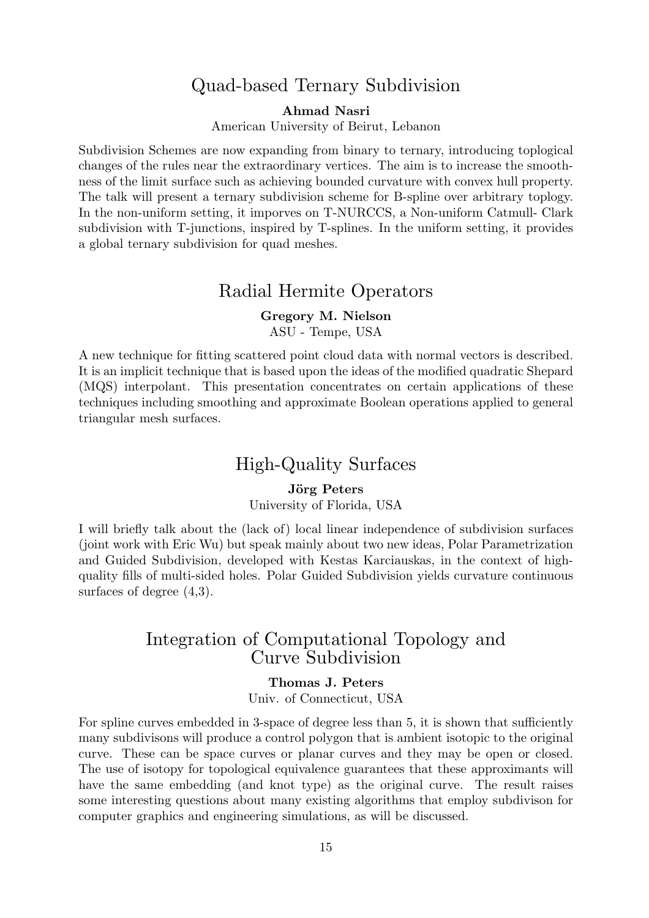## Quad-based Ternary Subdivision

**Ahmad Nasri**

American University of Beirut, Lebanon

Subdivision Schemes are now expanding from binary to ternary, introducing toplogical changes of the rules near the extraordinary vertices. The aim is to increase the smoothness of the limit surface such as achieving bounded curvature with convex hull property. The talk will present a ternary subdivision scheme for B-spline over arbitrary toplogy. In the non-uniform setting, it imporves on T-NURCCS, a Non-uniform Catmull- Clark subdivision with T-junctions, inspired by T-splines. In the uniform setting, it provides a global ternary subdivision for quad meshes.

## Radial Hermite Operators

**Gregory M. Nielson**

ASU - Tempe, USA

A new technique for fitting scattered point cloud data with normal vectors is described. It is an implicit technique that is based upon the ideas of the modified quadratic Shepard (MQS) interpolant. This presentation concentrates on certain applications of these techniques including smoothing and approximate Boolean operations applied to general triangular mesh surfaces.

## High-Quality Surfaces

**Jörg Peters**

University of Florida, USA

I will briefly talk about the (lack of) local linear independence of subdivision surfaces (joint work with Eric Wu) but speak mainly about two new ideas, Polar Parametrization and Guided Subdivision, developed with Kestas Karciauskas, in the context of high-quality fills of multi-sided holes. Polar Guided Subdivision yields curvature continuous surfaces of degree (4,3).

## Integration of Computational Topology and Curve Subdivision

**Thomas J. Peters**

Univ. of Connecticut, USA

For spline curves embedded in 3-space of degree less than 5, it is shown that sufficiently many subdivisons will produce a control polygon that is ambient isotopic to the original curve. These can be space curves or planar curves and they may be open or closed. The use of isotopy for topological equivalence guarantees that these approximants will have the same embedding (and knot type) as the original curve. The result raises some interesting questions about many existing algorithms that employ subdivison for computer graphics and engineering simulations, as will be discussed.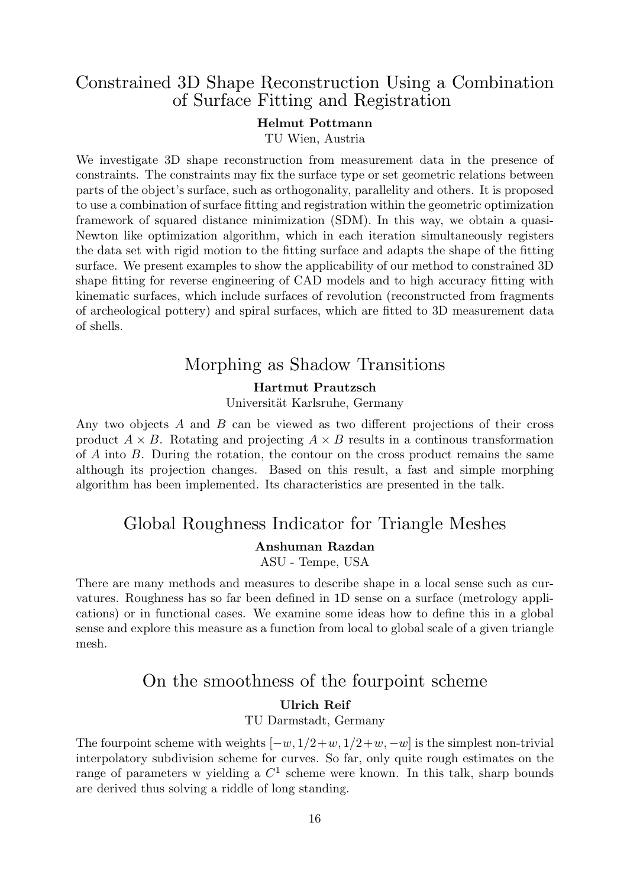## Constrained 3D Shape Reconstruction Using a Combination of Surface Fitting and Registration

**Helmut Pottmann**

TU Wien, Austria

We investigate 3D shape reconstruction from measurement data in the presence of constraints. The constraints may fix the surface type or set geometric relations between parts of the object's surface, such as orthogonality, parallelity and others. It is proposed to use a combination of surface fitting and registration within the geometric optimization framework of squared distance minimization (SDM). In this way, we obtain a quasi-Newton like optimization algorithm, which in each iteration simultaneously registers the data set with rigid motion to the fitting surface and adapts the shape of the fitting surface. We present examples to show the applicability of our method to constrained 3D shape fitting for reverse engineering of CAD models and to high accuracy fitting with kinematic surfaces, which include surfaces of revolution (reconstructed from fragments of archeological pottery) and spiral surfaces, which are fitted to 3D measurement data of shells.

## Morphing as Shadow Transitions

**Hartmut Prautzsch**

Universität Karlsruhe, Germany

Any two objects $A$ and $B$ can be viewed as two different projections of their cross product $A \times B$. Rotating and projecting $A \times B$ results in a continous transformation of $A$ into $B$. During the rotation, the contour on the cross product remains the same although its projection changes. Based on this result, a fast and simple morphing algorithm has been implemented. Its characteristics are presented in the talk.

## Global Roughness Indicator for Triangle Meshes

**Anshuman Razdan**

ASU - Tempe, USA

There are many methods and measures to describe shape in a local sense such as curvatures. Roughness has so far been defined in 1D sense on a surface (metrology applications) or in functional cases. We examine some ideas how to define this in a global sense and explore this measure as a function from local to global scale of a given triangle mesh.

## On the smoothness of the fourpoint scheme

**Ulrich Reif**

TU Darmstadt, Germany

The fourpoint scheme with weights $[-w, 1/2+w, 1/2+w, -w]$ is the simplest non-trivial interpolatory subdivision scheme for curves. So far, only quite rough estimates on the range of parameters w yielding a $C^1$ scheme were known. In this talk, sharp bounds are derived thus solving a riddle of long standing.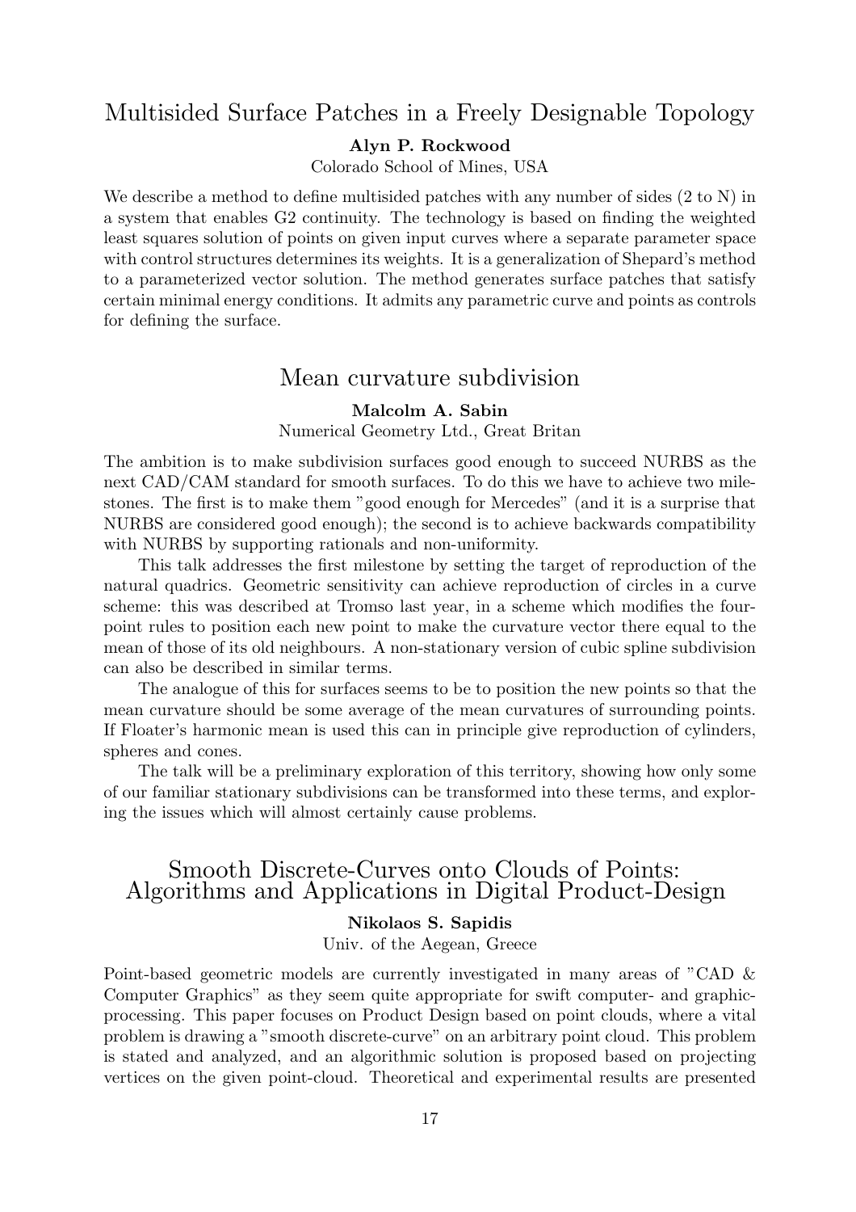## Multisided Surface Patches in a Freely Designable Topology

**Alyn P. Rockwood**

Colorado School of Mines, USA

We describe a method to define multisided patches with any number of sides (2 to N) in a system that enables G2 continuity. The technology is based on finding the weighted least squares solution of points on given input curves where a separate parameter space with control structures determines its weights. It is a generalization of Shepard's method to a parameterized vector solution. The method generates surface patches that satisfy certain minimal energy conditions. It admits any parametric curve and points as controls for defining the surface.

## Mean curvature subdivision

**Malcolm A. Sabin**

Numerical Geometry Ltd., Great Britan

The ambition is to make subdivision surfaces good enough to succeed NURBS as the next CAD/CAM standard for smooth surfaces. To do this we have to achieve two milestones. The first is to make them "good enough for Mercedes" (and it is a surprise that NURBS are considered good enough); the second is to achieve backwards compatibility with NURBS by supporting rationals and non-uniformity.

This talk addresses the first milestone by setting the target of reproduction of the natural quadrics. Geometric sensitivity can achieve reproduction of circles in a curve scheme: this was described at Tromso last year, in a scheme which modifies the four-point rules to position each new point to make the curvature vector there equal to the mean of those of its old neighbours. A non-stationary version of cubic spline subdivision can also be described in similar terms.

The analogue of this for surfaces seems to be to position the new points so that the mean curvature should be some average of the mean curvatures of surrounding points. If Floater's harmonic mean is used this can in principle give reproduction of cylinders, spheres and cones.

The talk will be a preliminary exploration of this territory, showing how only some of our familiar stationary subdivisions can be transformed into these terms, and exploring the issues which will almost certainly cause problems.

## Smooth Discrete-Curves onto Clouds of Points: Algorithms and Applications in Digital Product-Design

**Nikolaos S. Sapidis**

Univ. of the Aegean, Greece

Point-based geometric models are currently investigated in many areas of "CAD & Computer Graphics" as they seem quite appropriate for swift computer- and graphic-processing. This paper focuses on Product Design based on point clouds, where a vital problem is drawing a "smooth discrete-curve" on an arbitrary point cloud. This problem is stated and analyzed, and an algorithmic solution is proposed based on projecting vertices on the given point-cloud. Theoretical and experimental results are presented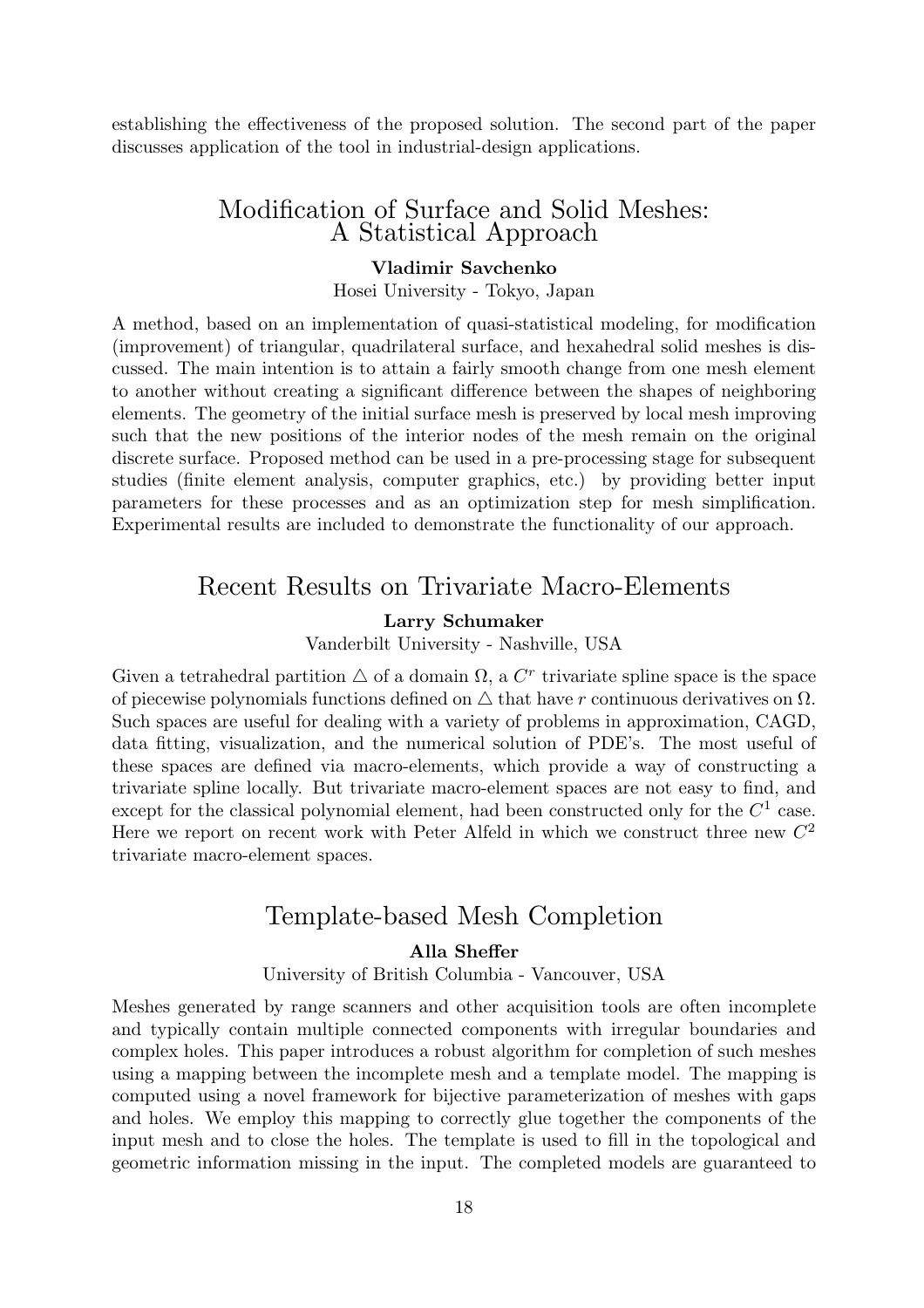establishing the effectiveness of the proposed solution. The second part of the paper discusses application of the tool in industrial-design applications.

## Modification of Surface and Solid Meshes: A Statistical Approach

**Vladimir Savchenko**

Hosei University - Tokyo, Japan

A method, based on an implementation of quasi-statistical modeling, for modification (improvement) of triangular, quadrilateral surface, and hexahedral solid meshes is discussed. The main intention is to attain a fairly smooth change from one mesh element to another without creating a significant difference between the shapes of neighboring elements. The geometry of the initial surface mesh is preserved by local mesh improving such that the new positions of the interior nodes of the mesh remain on the original discrete surface. Proposed method can be used in a pre-processing stage for subsequent studies (finite element analysis, computer graphics, etc.) by providing better input parameters for these processes and as an optimization step for mesh simplification. Experimental results are included to demonstrate the functionality of our approach.

## Recent Results on Trivariate Macro-Elements

**Larry Schumaker**

Vanderbilt University - Nashville, USA

Given a tetrahedral partition $\triangle$ of a domain $\Omega$, a $C^r$ trivariate spline space is the space of piecewise polynomials functions defined on $\triangle$ that have $r$ continuous derivatives on $\Omega$. Such spaces are useful for dealing with a variety of problems in approximation, CAGD, data fitting, visualization, and the numerical solution of PDE's. The most useful of these spaces are defined via macro-elements, which provide a way of constructing a trivariate spline locally. But trivariate macro-element spaces are not easy to find, and except for the classical polynomial element, had been constructed only for the $C^1$ case. Here we report on recent work with Peter Alfeld in which we construct three new $C^2$ trivariate macro-element spaces.

## Template-based Mesh Completion

**Alla Sheffer**

University of British Columbia - Vancouver, USA

Meshes generated by range scanners and other acquisition tools are often incomplete and typically contain multiple connected components with irregular boundaries and complex holes. This paper introduces a robust algorithm for completion of such meshes using a mapping between the incomplete mesh and a template model. The mapping is computed using a novel framework for bijective parameterization of meshes with gaps and holes. We employ this mapping to correctly glue together the components of the input mesh and to close the holes. The template is used to fill in the topological and geometric information missing in the input. The completed models are guaranteed to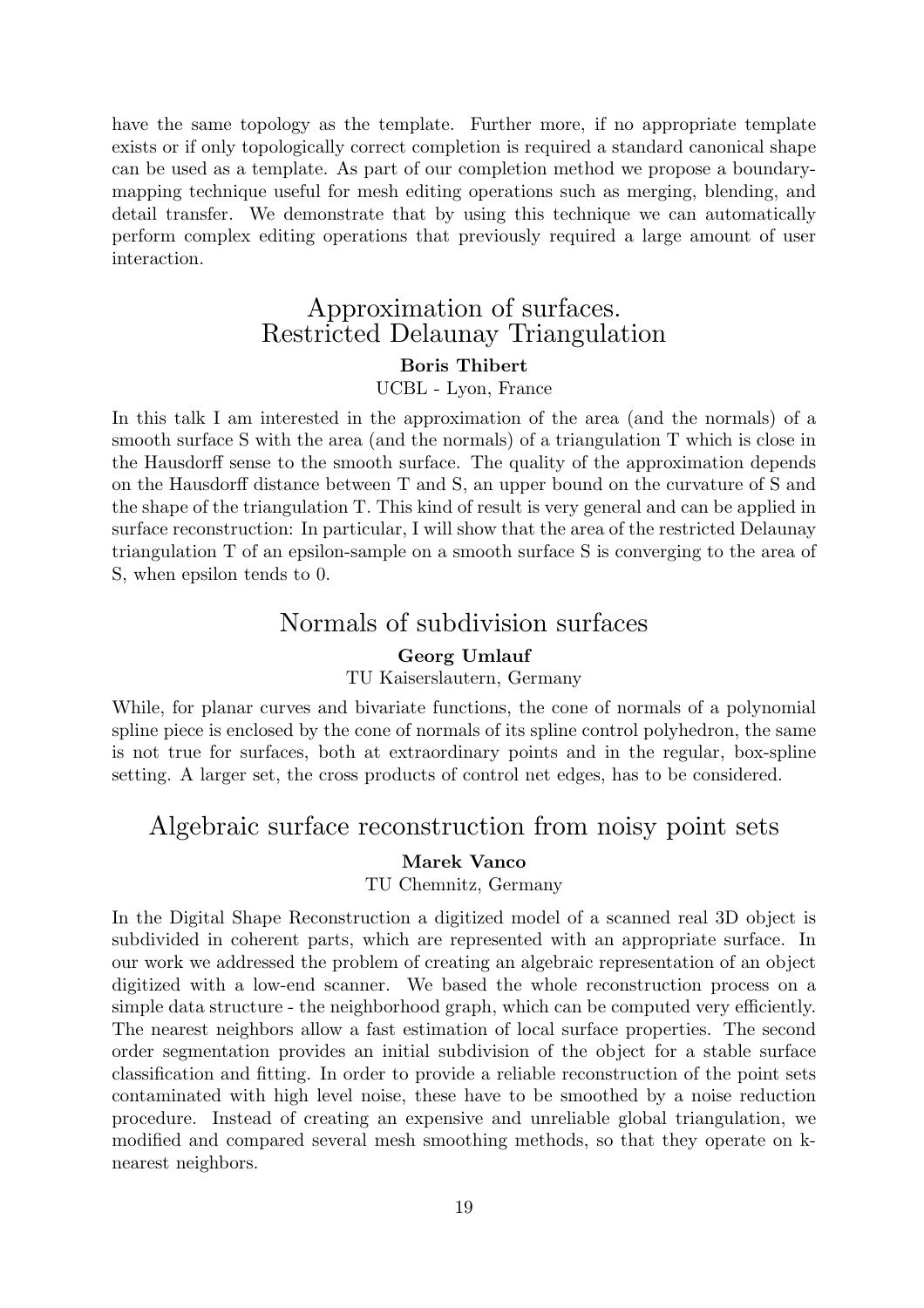have the same topology as the template. Further more, if no appropriate template exists or if only topologically correct completion is required a standard canonical shape can be used as a template. As part of our completion method we propose a boundary-mapping technique useful for mesh editing operations such as merging, blending, and detail transfer. We demonstrate that by using this technique we can automatically perform complex editing operations that previously required a large amount of user interaction.

## Approximation of surfaces. Restricted Delaunay Triangulation

**Boris Thibert**

UCBL - Lyon, France

In this talk I am interested in the approximation of the area (and the normals) of a smooth surface S with the area (and the normals) of a triangulation T which is close in the Hausdorff sense to the smooth surface. The quality of the approximation depends on the Hausdorff distance between T and S, an upper bound on the curvature of S and the shape of the triangulation T. This kind of result is very general and can be applied in surface reconstruction: In particular, I will show that the area of the restricted Delaunay triangulation T of an epsilon-sample on a smooth surface S is converging to the area of S, when epsilon tends to 0.

## Normals of subdivision surfaces

**Georg Umlauf**

TU Kaiserslautern, Germany

While, for planar curves and bivariate functions, the cone of normals of a polynomial spline piece is enclosed by the cone of normals of its spline control polyhedron, the same is not true for surfaces, both at extraordinary points and in the regular, box-spline setting. A larger set, the cross products of control net edges, has to be considered.

## Algebraic surface reconstruction from noisy point sets

**Marek Vanco**

TU Chemnitz, Germany

In the Digital Shape Reconstruction a digitized model of a scanned real 3D object is subdivided in coherent parts, which are represented with an appropriate surface. In our work we addressed the problem of creating an algebraic representation of an object digitized with a low-end scanner. We based the whole reconstruction process on a simple data structure - the neighborhood graph, which can be computed very efficiently. The nearest neighbors allow a fast estimation of local surface properties. The second order segmentation provides an initial subdivision of the object for a stable surface classification and fitting. In order to provide a reliable reconstruction of the point sets contaminated with high level noise, these have to be smoothed by a noise reduction procedure. Instead of creating an expensive and unreliable global triangulation, we modified and compared several mesh smoothing methods, so that they operate on k-nearest neighbors.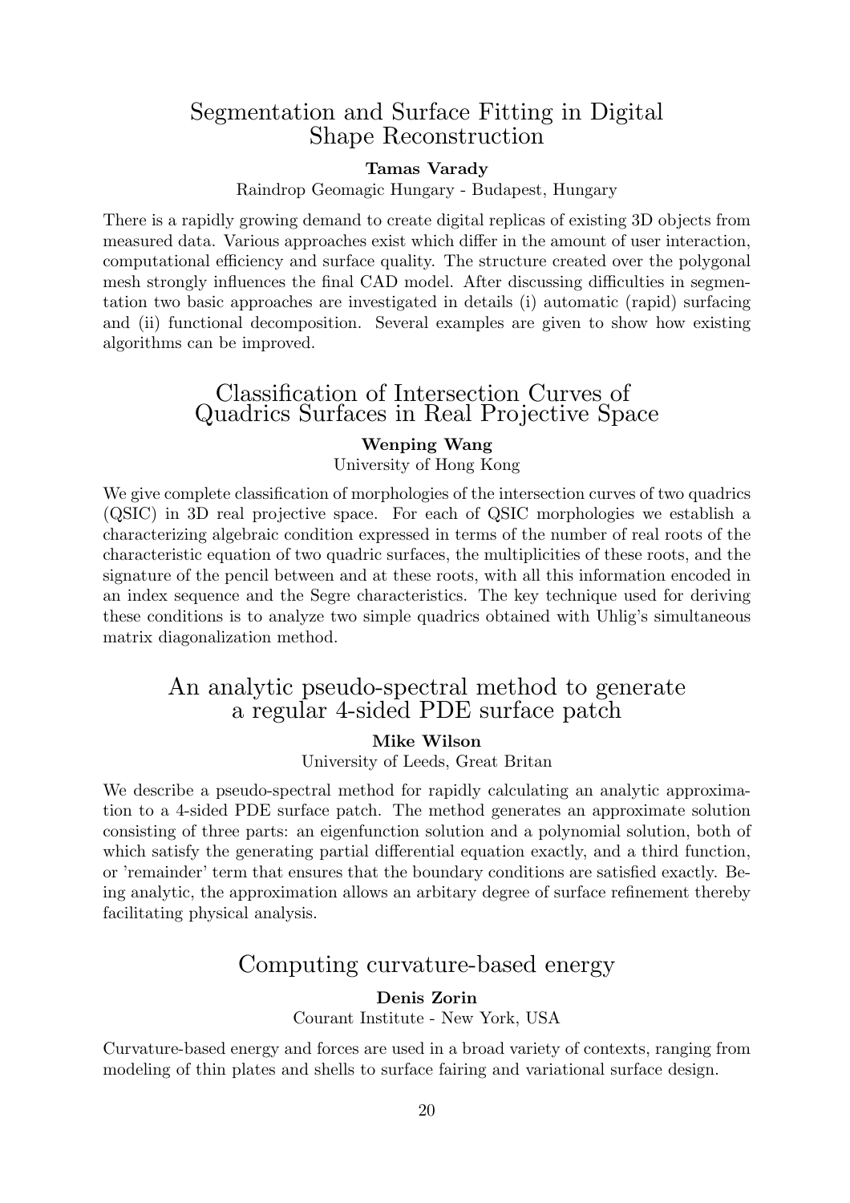## Segmentation and Surface Fitting in Digital Shape Reconstruction

**Tamas Varady**

Raindrop Geomagic Hungary - Budapest, Hungary

There is a rapidly growing demand to create digital replicas of existing 3D objects from measured data. Various approaches exist which differ in the amount of user interaction, computational efficiency and surface quality. The structure created over the polygonal mesh strongly influences the final CAD model. After discussing difficulties in segmentation two basic approaches are investigated in details (i) automatic (rapid) surfacing and (ii) functional decomposition. Several examples are given to show how existing algorithms can be improved.

## Classification of Intersection Curves of Quadrics Surfaces in Real Projective Space

**Wenping Wang**

University of Hong Kong

We give complete classification of morphologies of the intersection curves of two quadrics (QSIC) in 3D real projective space. For each of QSIC morphologies we establish a characterizing algebraic condition expressed in terms of the number of real roots of the characteristic equation of two quadric surfaces, the multiplicities of these roots, and the signature of the pencil between and at these roots, with all this information encoded in an index sequence and the Segre characteristics. The key technique used for deriving these conditions is to analyze two simple quadrics obtained with Uhlig's simultaneous matrix diagonalization method.

## An analytic pseudo-spectral method to generate a regular 4-sided PDE surface patch

**Mike Wilson**

University of Leeds, Great Britan

We describe a pseudo-spectral method for rapidly calculating an analytic approximation to a 4-sided PDE surface patch. The method generates an approximate solution consisting of three parts: an eigenfunction solution and a polynomial solution, both of which satisfy the generating partial differential equation exactly, and a third function, or 'remainder' term that ensures that the boundary conditions are satisfied exactly. Being analytic, the approximation allows an arbitary degree of surface refinement thereby facilitating physical analysis.

## Computing curvature-based energy

**Denis Zorin**

Courant Institute - New York, USA

Curvature-based energy and forces are used in a broad variety of contexts, ranging from modeling of thin plates and shells to surface fairing and variational surface design.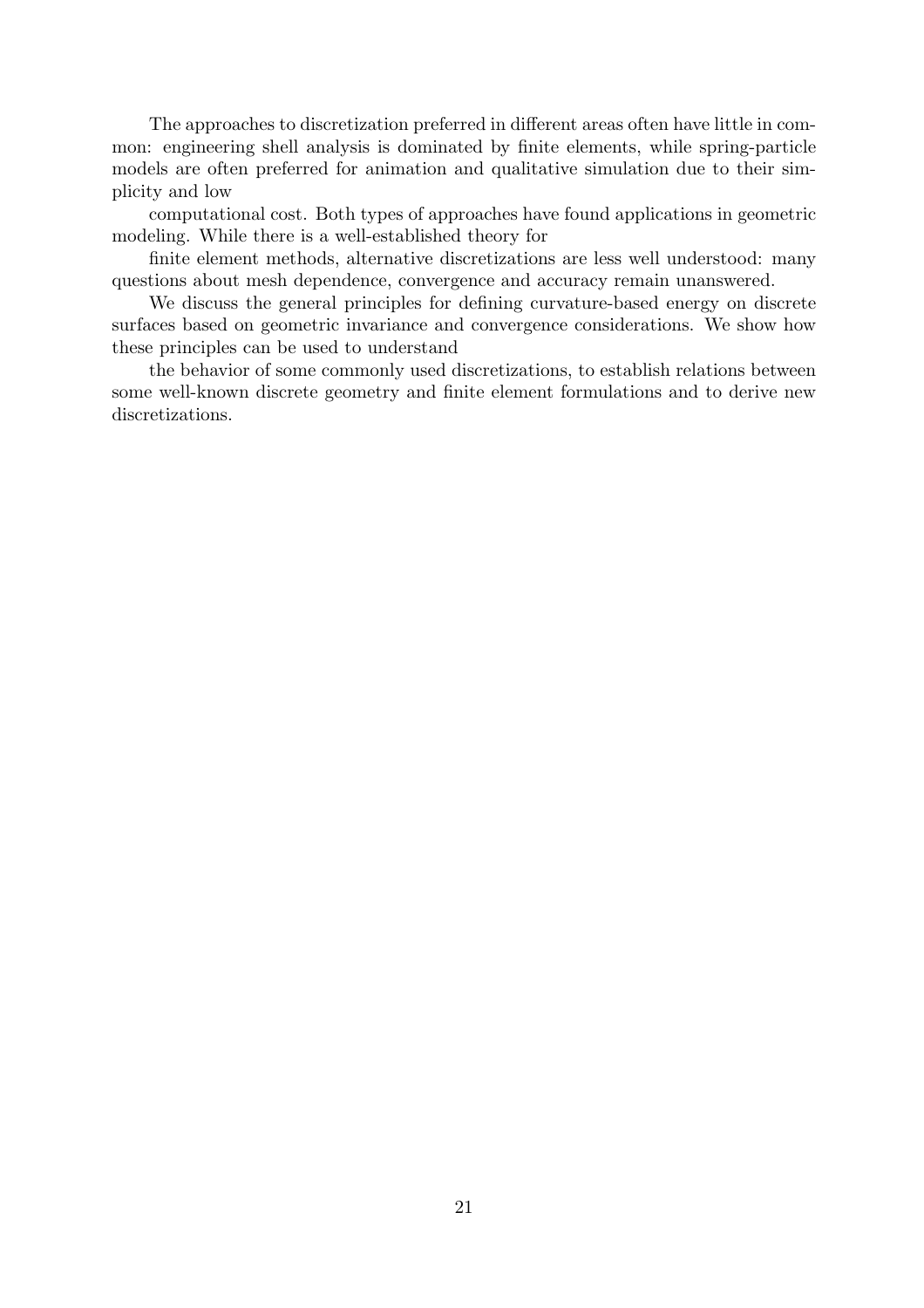The approaches to discretization preferred in different areas often have little in common: engineering shell analysis is dominated by finite elements, while spring-particle models are often preferred for animation and qualitative simulation due to their simplicity and low

computational cost. Both types of approaches have found applications in geometric modeling. While there is a well-established theory for

finite element methods, alternative discretizations are less well understood: many questions about mesh dependence, convergence and accuracy remain unanswered.

We discuss the general principles for defining curvature-based energy on discrete surfaces based on geometric invariance and convergence considerations. We show how these principles can be used to understand

the behavior of some commonly used discretizations, to establish relations between some well-known discrete geometry and finite element formulations and to derive new discretizations.